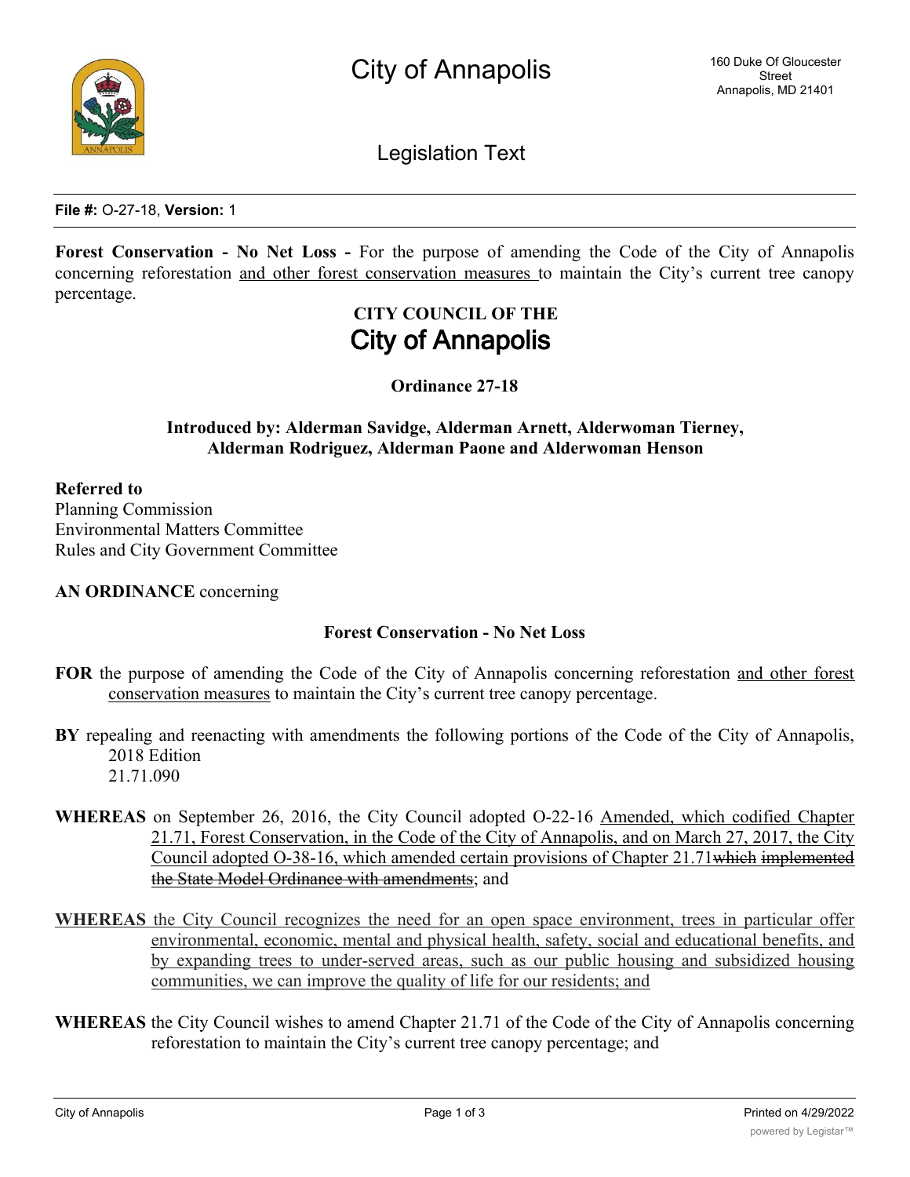# City of Annapolis

160 Duke Of Gloucester Street
Annapolis, MD 21401

## Legislation Text

**File #:** O-27-18, **Version:** 1

**Forest Conservation - No Net Loss -** For the purpose of amending the Code of the City of Annapolis concerning reforestation <u>and other forest conservation measures</u> to maintain the City's current tree canopy percentage.

**CITY COUNCIL OF THE**
**City of Annapolis**

**Ordinance 27-18**

**Introduced by: Alderman Savidge, Alderman Arnett, Alderwoman Tierney, Alderman Rodriguez, Alderman Paone and Alderwoman Henson**

**Referred to**
Planning Commission
Environmental Matters Committee
Rules and City Government Committee

**AN ORDINANCE** concerning

**Forest Conservation - No Net Loss**

**FOR** the purpose of amending the Code of the City of Annapolis concerning reforestation <u>and other forest conservation measures</u> to maintain the City's current tree canopy percentage.

**BY** repealing and reenacting with amendments the following portions of the Code of the City of Annapolis, 2018 Edition
21.71.090

**WHEREAS** on September 26, 2016, the City Council adopted O-22-16 <u>Amended, which codified Chapter 21.71, Forest Conservation, in the Code of the City of Annapolis, and on March 27, 2017, the City Council adopted O-38-16, which amended certain provisions of Chapter 21.71</u>~~which implemented the State Model Ordinance with amendments~~; and

<u>**WHEREAS** the City Council recognizes the need for an open space environment, trees in particular offer environmental, economic, mental and physical health, safety, social and educational benefits, and by expanding trees to under-served areas, such as our public housing and subsidized housing communities, we can improve the quality of life for our residents; and</u>

**WHEREAS** the City Council wishes to amend Chapter 21.71 of the Code of the City of Annapolis concerning reforestation to maintain the City's current tree canopy percentage; and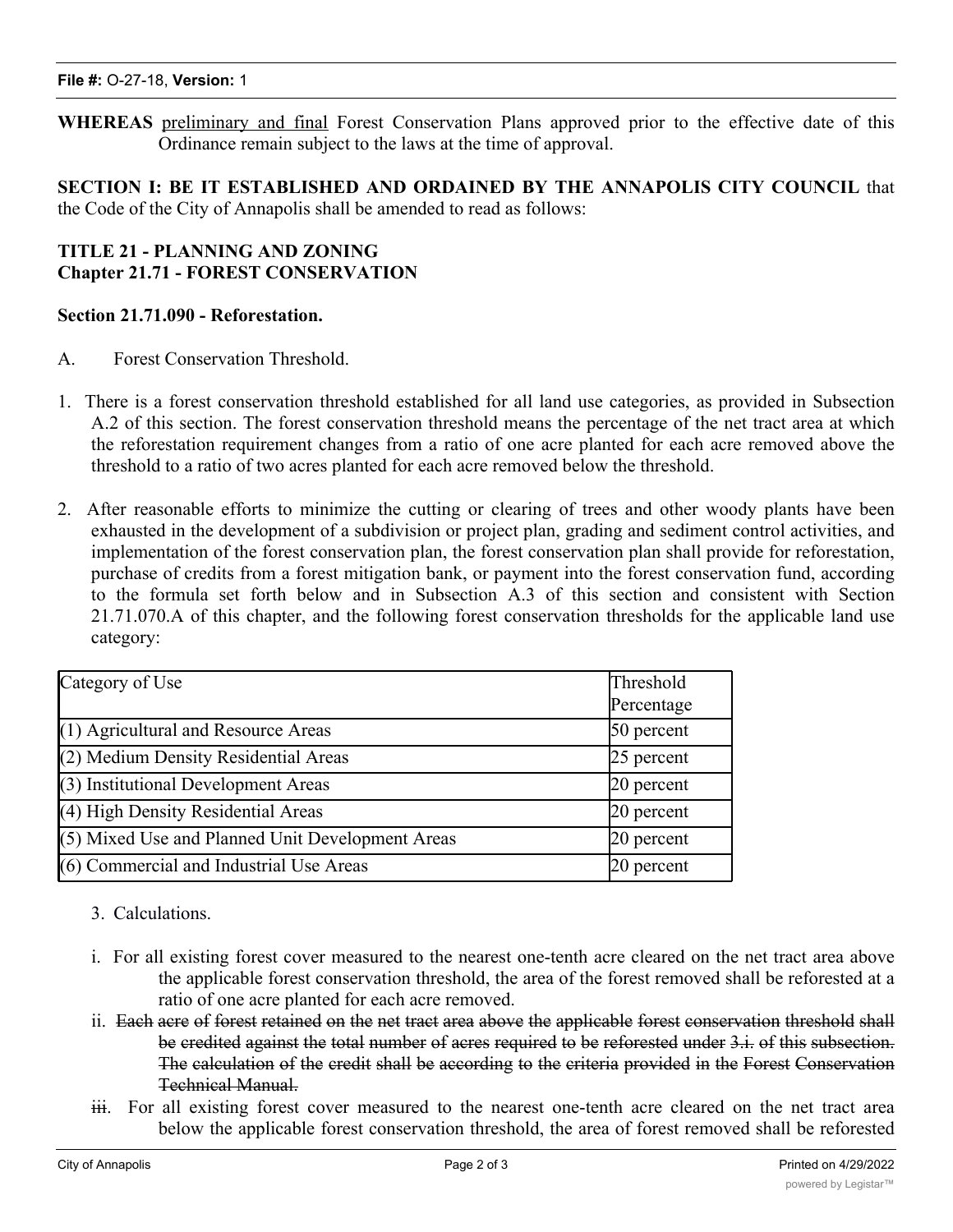**File #:** O-27-18, **Version:** 1

**WHEREAS** preliminary and final Forest Conservation Plans approved prior to the effective date of this Ordinance remain subject to the laws at the time of approval.

**SECTION I: BE IT ESTABLISHED AND ORDAINED BY THE ANNAPOLIS CITY COUNCIL** that the Code of the City of Annapolis shall be amended to read as follows:

**TITLE 21 - PLANNING AND ZONING**
**Chapter 21.71 - FOREST CONSERVATION**

**Section 21.71.090 - Reforestation.**

A. Forest Conservation Threshold.

1. There is a forest conservation threshold established for all land use categories, as provided in Subsection A.2 of this section. The forest conservation threshold means the percentage of the net tract area at which the reforestation requirement changes from a ratio of one acre planted for each acre removed above the threshold to a ratio of two acres planted for each acre removed below the threshold.

2. After reasonable efforts to minimize the cutting or clearing of trees and other woody plants have been exhausted in the development of a subdivision or project plan, grading and sediment control activities, and implementation of the forest conservation plan, the forest conservation plan shall provide for reforestation, purchase of credits from a forest mitigation bank, or payment into the forest conservation fund, according to the formula set forth below and in Subsection A.3 of this section and consistent with Section 21.71.070.A of this chapter, and the following forest conservation thresholds for the applicable land use category:

| Category of Use | Threshold Percentage |
|---|---|
| (1) Agricultural and Resource Areas | 50 percent |
| (2) Medium Density Residential Areas | 25 percent |
| (3) Institutional Development Areas | 20 percent |
| (4) High Density Residential Areas | 20 percent |
| (5) Mixed Use and Planned Unit Development Areas | 20 percent |
| (6) Commercial and Industrial Use Areas | 20 percent |

3. Calculations.

i. For all existing forest cover measured to the nearest one-tenth acre cleared on the net tract area above the applicable forest conservation threshold, the area of the forest removed shall be reforested at a ratio of one acre planted for each acre removed.

ii. ~~Each acre of forest retained on the net tract area above the applicable forest conservation threshold shall be credited against the total number of acres required to be reforested under 3.i. of this subsection. The calculation of the credit shall be according to the criteria provided in the Forest Conservation Technical Manual.~~

~~iii~~. For all existing forest cover measured to the nearest one-tenth acre cleared on the net tract area below the applicable forest conservation threshold, the area of forest removed shall be reforested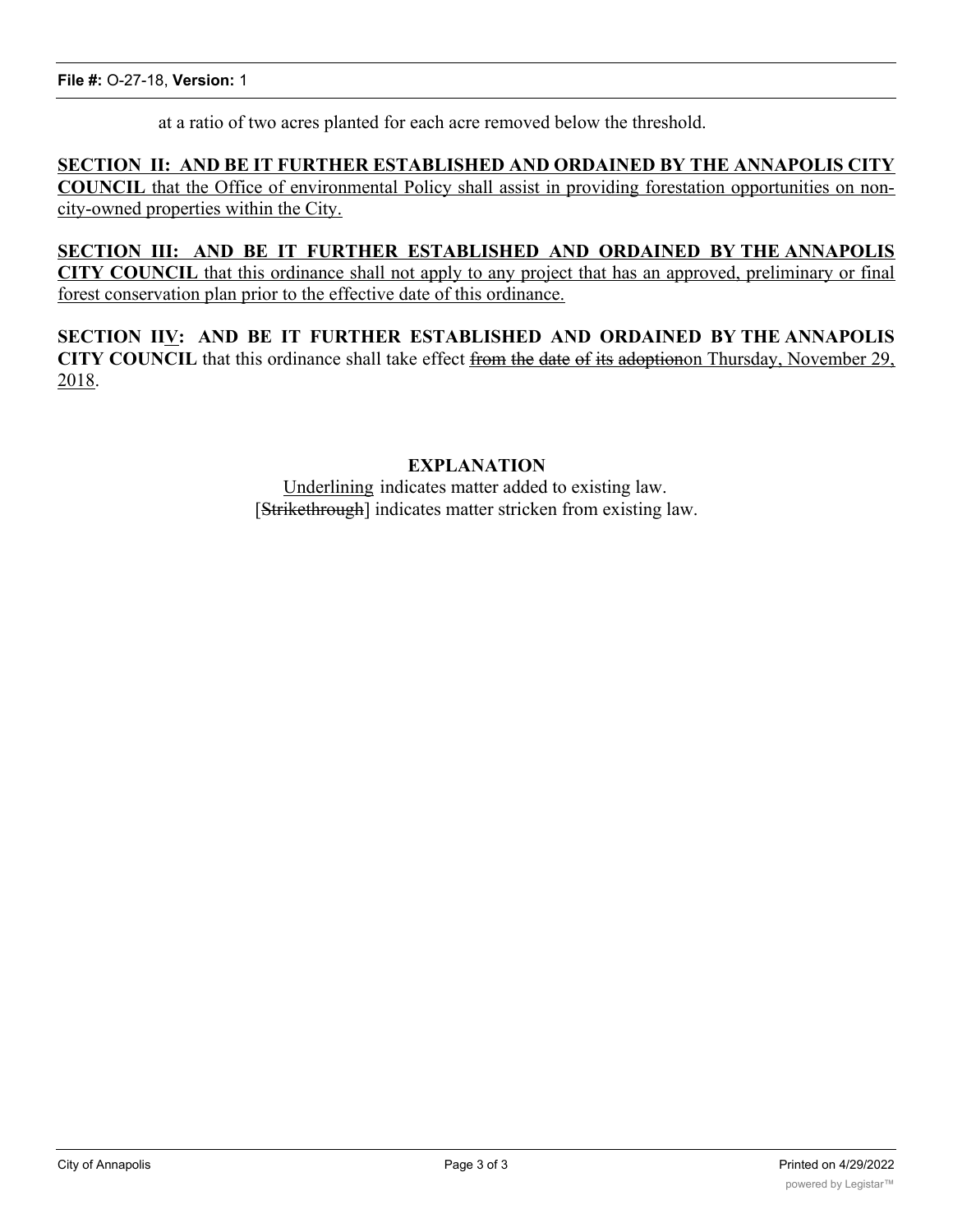at a ratio of two acres planted for each acre removed below the threshold.

<u>**SECTION II: AND BE IT FURTHER ESTABLISHED AND ORDAINED BY THE ANNAPOLIS CITY COUNCIL** that the Office of environmental Policy shall assist in providing forestation opportunities on non-city-owned properties within the City.</u>

<u>**SECTION III: AND BE IT FURTHER ESTABLISHED AND ORDAINED BY THE ANNAPOLIS CITY COUNCIL** that this ordinance shall not apply to any project that has an approved, preliminary or final forest conservation plan prior to the effective date of this ordinance.</u>

**SECTION II<u>V</u>: AND BE IT FURTHER ESTABLISHED AND ORDAINED BY THE ANNAPOLIS CITY COUNCIL** that this ordinance shall take effect ~~from the date of its adoption~~<u>on Thursday, November 29, 2018</u>.

**EXPLANATION**

<u>Underlining</u> indicates matter added to existing law.
[~~Strikethrough~~] indicates matter stricken from existing law.